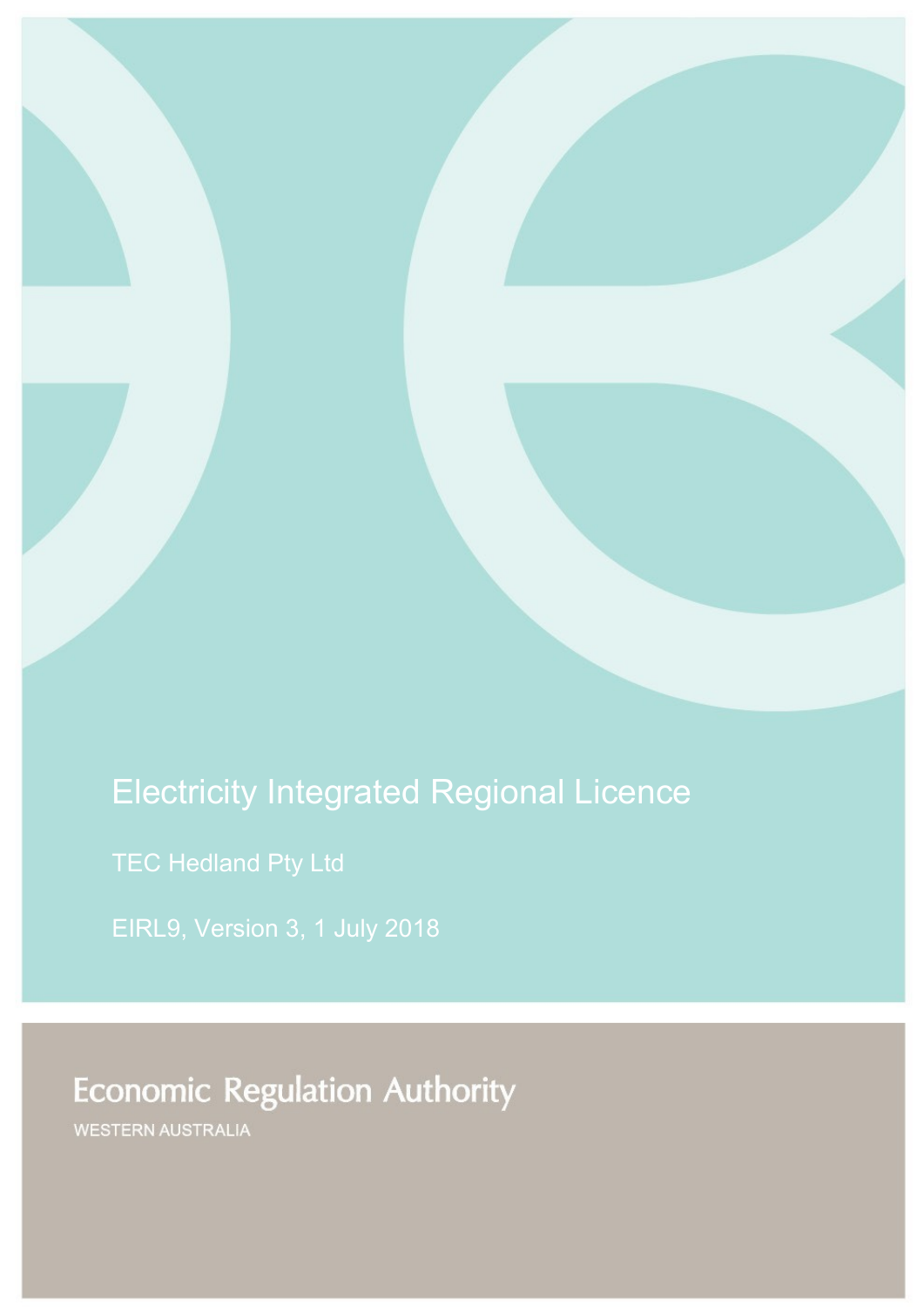# Electricity Integrated Regional Licence

TEC Hedland Pty Ltd

EIRL9, Version 3, 1 July 2018

Economic Regulation Authority

WESTERN AUSTRALIA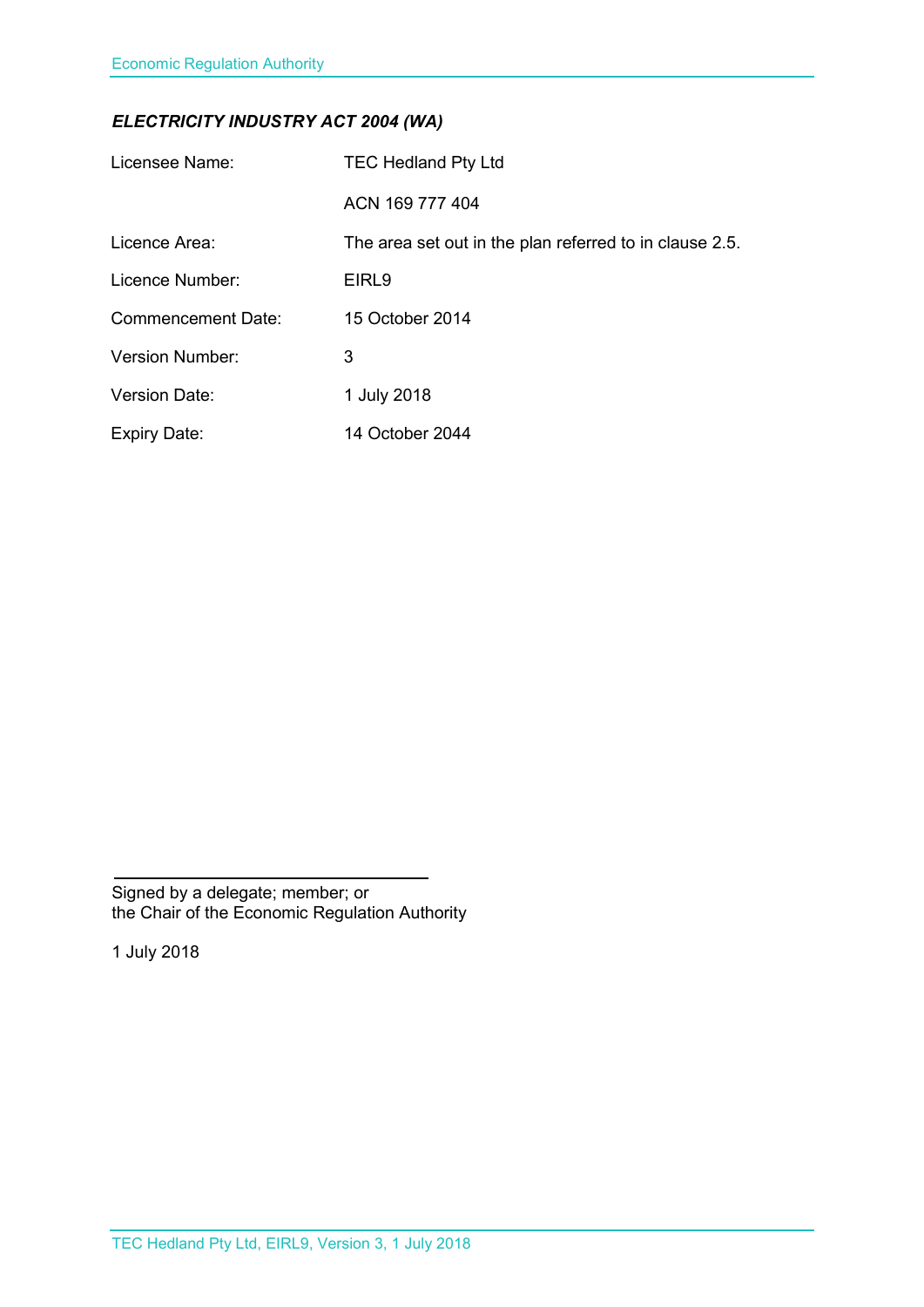***ELECTRICITY INDUSTRY ACT 2004 (WA)***

| | |
|---|---|
| Licensee Name: | TEC Hedland Pty Ltd |
| | ACN 169 777 404 |
| Licence Area: | The area set out in the plan referred to in clause 2.5. |
| Licence Number: | EIRL9 |
| Commencement Date: | 15 October 2014 |
| Version Number: | 3 |
| Version Date: | 1 July 2018 |
| Expiry Date: | 14 October 2044 |

Signed by a delegate; member; or
the Chair of the Economic Regulation Authority

1 July 2018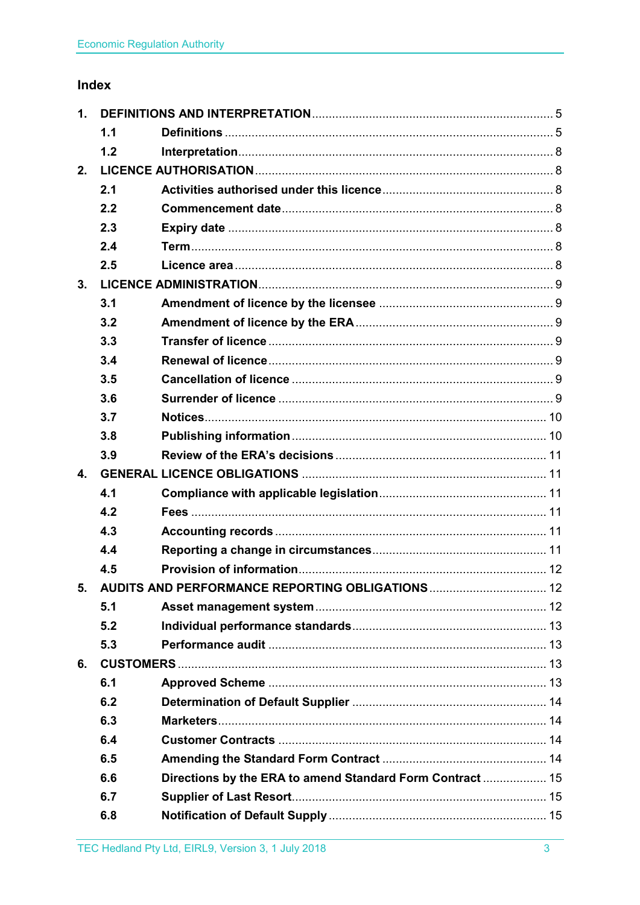## Index

| | | | |
|---|---|---|---|
| **1.** | **DEFINITIONS AND INTERPRETATION** | | 5 |
| | **1.1** | **Definitions** | 5 |
| | **1.2** | **Interpretation** | 8 |
| **2.** | **LICENCE AUTHORISATION** | | 8 |
| | **2.1** | **Activities authorised under this licence** | 8 |
| | **2.2** | **Commencement date** | 8 |
| | **2.3** | **Expiry date** | 8 |
| | **2.4** | **Term** | 8 |
| | **2.5** | **Licence area** | 8 |
| **3.** | **LICENCE ADMINISTRATION** | | 9 |
| | **3.1** | **Amendment of licence by the licensee** | 9 |
| | **3.2** | **Amendment of licence by the ERA** | 9 |
| | **3.3** | **Transfer of licence** | 9 |
| | **3.4** | **Renewal of licence** | 9 |
| | **3.5** | **Cancellation of licence** | 9 |
| | **3.6** | **Surrender of licence** | 9 |
| | **3.7** | **Notices** | 10 |
| | **3.8** | **Publishing information** | 10 |
| | **3.9** | **Review of the ERA's decisions** | 11 |
| **4.** | **GENERAL LICENCE OBLIGATIONS** | | 11 |
| | **4.1** | **Compliance with applicable legislation** | 11 |
| | **4.2** | **Fees** | 11 |
| | **4.3** | **Accounting records** | 11 |
| | **4.4** | **Reporting a change in circumstances** | 11 |
| | **4.5** | **Provision of information** | 12 |
| **5.** | **AUDITS AND PERFORMANCE REPORTING OBLIGATIONS** | | 12 |
| | **5.1** | **Asset management system** | 12 |
| | **5.2** | **Individual performance standards** | 13 |
| | **5.3** | **Performance audit** | 13 |
| **6.** | **CUSTOMERS** | | 13 |
| | **6.1** | **Approved Scheme** | 13 |
| | **6.2** | **Determination of Default Supplier** | 14 |
| | **6.3** | **Marketers** | 14 |
| | **6.4** | **Customer Contracts** | 14 |
| | **6.5** | **Amending the Standard Form Contract** | 14 |
| | **6.6** | **Directions by the ERA to amend Standard Form Contract** | 15 |
| | **6.7** | **Supplier of Last Resort** | 15 |
| | **6.8** | **Notification of Default Supply** | 15 |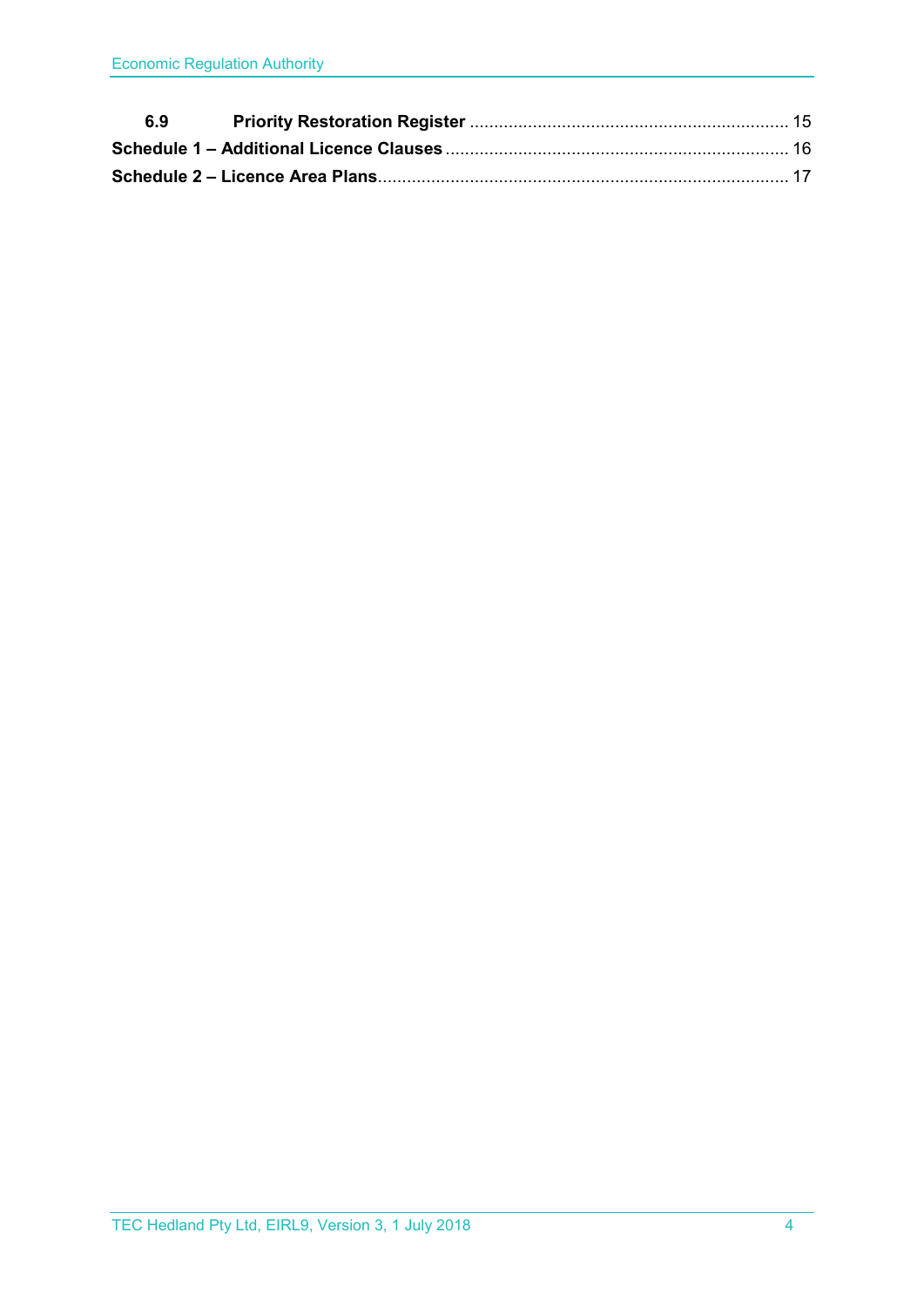**6.9 Priority Restoration Register** ..................................................................... 15

**Schedule 1 – Additional Licence Clauses** ..................................................................... 16

**Schedule 2 – Licence Area Plans**..................................................................... 17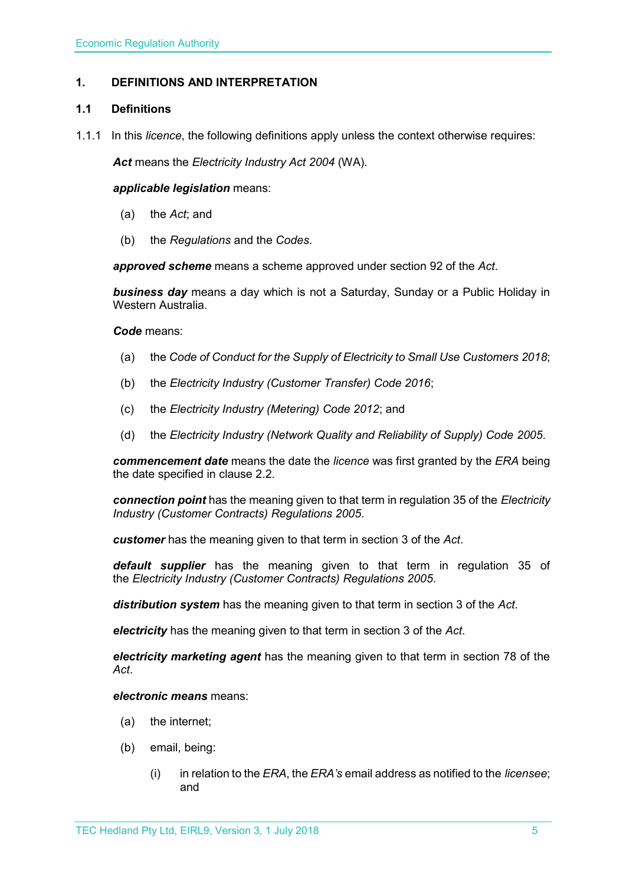## 1. DEFINITIONS AND INTERPRETATION

### 1.1 Definitions

1.1.1 In this *licence*, the following definitions apply unless the context otherwise requires:

***Act*** means the *Electricity Industry Act 2004* (WA).

***applicable legislation*** means:

(a) the *Act*; and

(b) the *Regulations* and the *Codes*.

***approved scheme*** means a scheme approved under section 92 of the *Act*.

***business day*** means a day which is not a Saturday, Sunday or a Public Holiday in Western Australia.

***Code*** means:

(a) the *Code of Conduct for the Supply of Electricity to Small Use Customers 2018*;

(b) the *Electricity Industry (Customer Transfer) Code 2016*;

(c) the *Electricity Industry (Metering) Code 2012*; and

(d) the *Electricity Industry (Network Quality and Reliability of Supply) Code 2005*.

***commencement date*** means the date the *licence* was first granted by the *ERA* being the date specified in clause 2.2.

***connection point*** has the meaning given to that term in regulation 35 of the *Electricity Industry (Customer Contracts) Regulations 2005*.

***customer*** has the meaning given to that term in section 3 of the *Act*.

***default supplier*** has the meaning given to that term in regulation 35 of the *Electricity Industry (Customer Contracts) Regulations 2005.*

***distribution system*** has the meaning given to that term in section 3 of the *Act*.

***electricity*** has the meaning given to that term in section 3 of the *Act*.

***electricity marketing agent*** has the meaning given to that term in section 78 of the *Act*.

***electronic means*** means:

(a) the internet;

(b) email, being:

(i) in relation to the *ERA*, the *ERA's* email address as notified to the *licensee*; and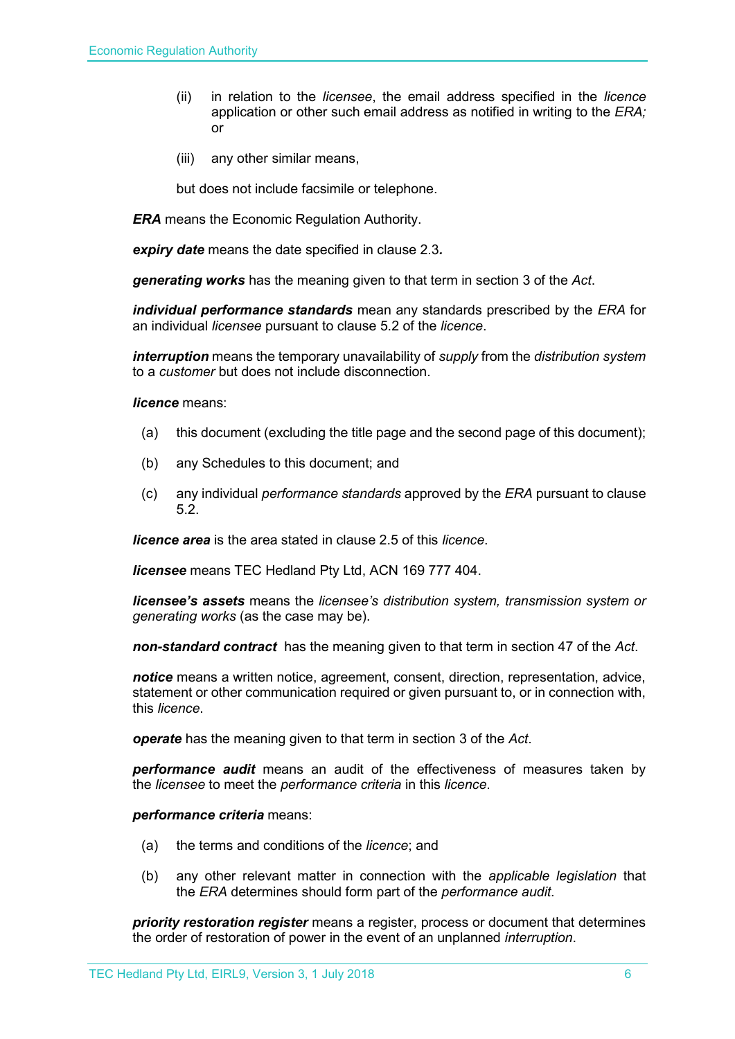(ii) in relation to the *licensee*, the email address specified in the *licence* application or other such email address as notified in writing to the *ERA;* or

(iii) any other similar means,

but does not include facsimile or telephone.

***ERA*** means the Economic Regulation Authority.

***expiry date*** means the date specified in clause 2.3**.**

***generating works*** has the meaning given to that term in section 3 of the *Act*.

***individual performance standards*** mean any standards prescribed by the *ERA* for an individual *licensee* pursuant to clause 5.2 of the *licence*.

***interruption*** means the temporary unavailability of *supply* from the *distribution system* to a *customer* but does not include disconnection.

***licence*** means:

(a) this document (excluding the title page and the second page of this document);

(b) any Schedules to this document; and

(c) any individual *performance standards* approved by the *ERA* pursuant to clause 5.2.

***licence area*** is the area stated in clause 2.5 of this *licence*.

***licensee*** means TEC Hedland Pty Ltd, ACN 169 777 404.

***licensee's assets*** means the *licensee's distribution system, transmission system or generating works* (as the case may be).

***non-standard contract*** has the meaning given to that term in section 47 of the *Act*.

***notice*** means a written notice, agreement, consent, direction, representation, advice, statement or other communication required or given pursuant to, or in connection with, this *licence*.

***operate*** has the meaning given to that term in section 3 of the *Act*.

***performance audit*** means an audit of the effectiveness of measures taken by the *licensee* to meet the *performance criteria* in this *licence*.

***performance criteria*** means:

(a) the terms and conditions of the *licence*; and

(b) any other relevant matter in connection with the *applicable legislation* that the *ERA* determines should form part of the *performance audit*.

***priority restoration register*** means a register, process or document that determines the order of restoration of power in the event of an unplanned *interruption*.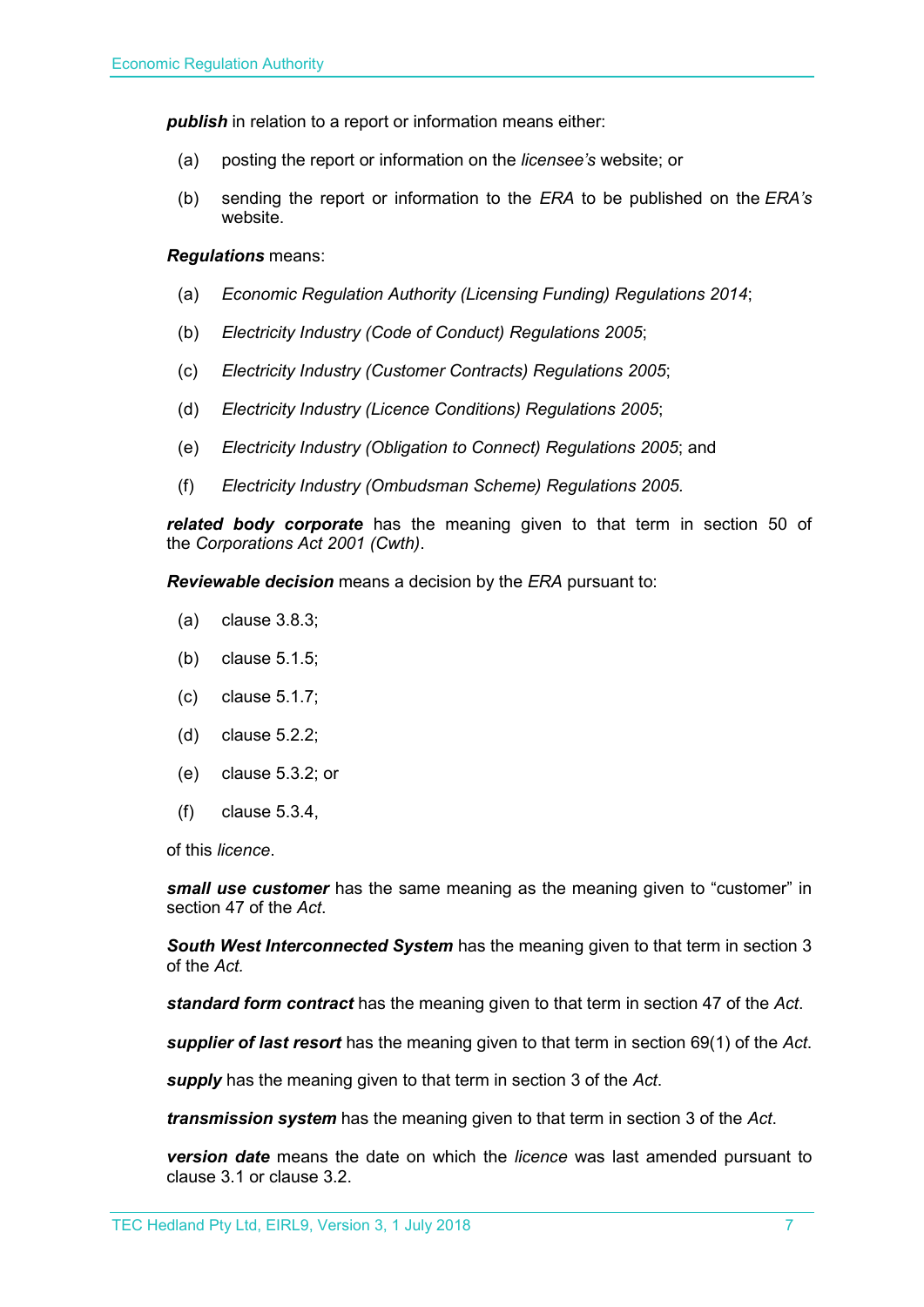***publish*** in relation to a report or information means either:

(a) posting the report or information on the *licensee's* website; or

(b) sending the report or information to the *ERA* to be published on the *ERA's* website.

***Regulations*** means:

(a) *Economic Regulation Authority (Licensing Funding) Regulations 2014*;

(b) *Electricity Industry (Code of Conduct) Regulations 2005*;

(c) *Electricity Industry (Customer Contracts) Regulations 2005*;

(d) *Electricity Industry (Licence Conditions) Regulations 2005*;

(e) *Electricity Industry (Obligation to Connect) Regulations 2005*; and

(f) *Electricity Industry (Ombudsman Scheme) Regulations 2005.*

***related body corporate*** has the meaning given to that term in section 50 of the *Corporations Act 2001 (Cwth)*.

***Reviewable decision*** means a decision by the *ERA* pursuant to:

(a) clause 3.8.3;

(b) clause 5.1.5;

(c) clause 5.1.7;

(d) clause 5.2.2;

(e) clause 5.3.2; or

(f) clause 5.3.4,

of this *licence*.

***small use customer*** has the same meaning as the meaning given to "customer" in section 47 of the *Act*.

***South West Interconnected System*** has the meaning given to that term in section 3 of the *Act.*

***standard form contract*** has the meaning given to that term in section 47 of the *Act*.

***supplier of last resort*** has the meaning given to that term in section 69(1) of the *Act*.

***supply*** has the meaning given to that term in section 3 of the *Act*.

***transmission system*** has the meaning given to that term in section 3 of the *Act*.

***version date*** means the date on which the *licence* was last amended pursuant to clause 3.1 or clause 3.2.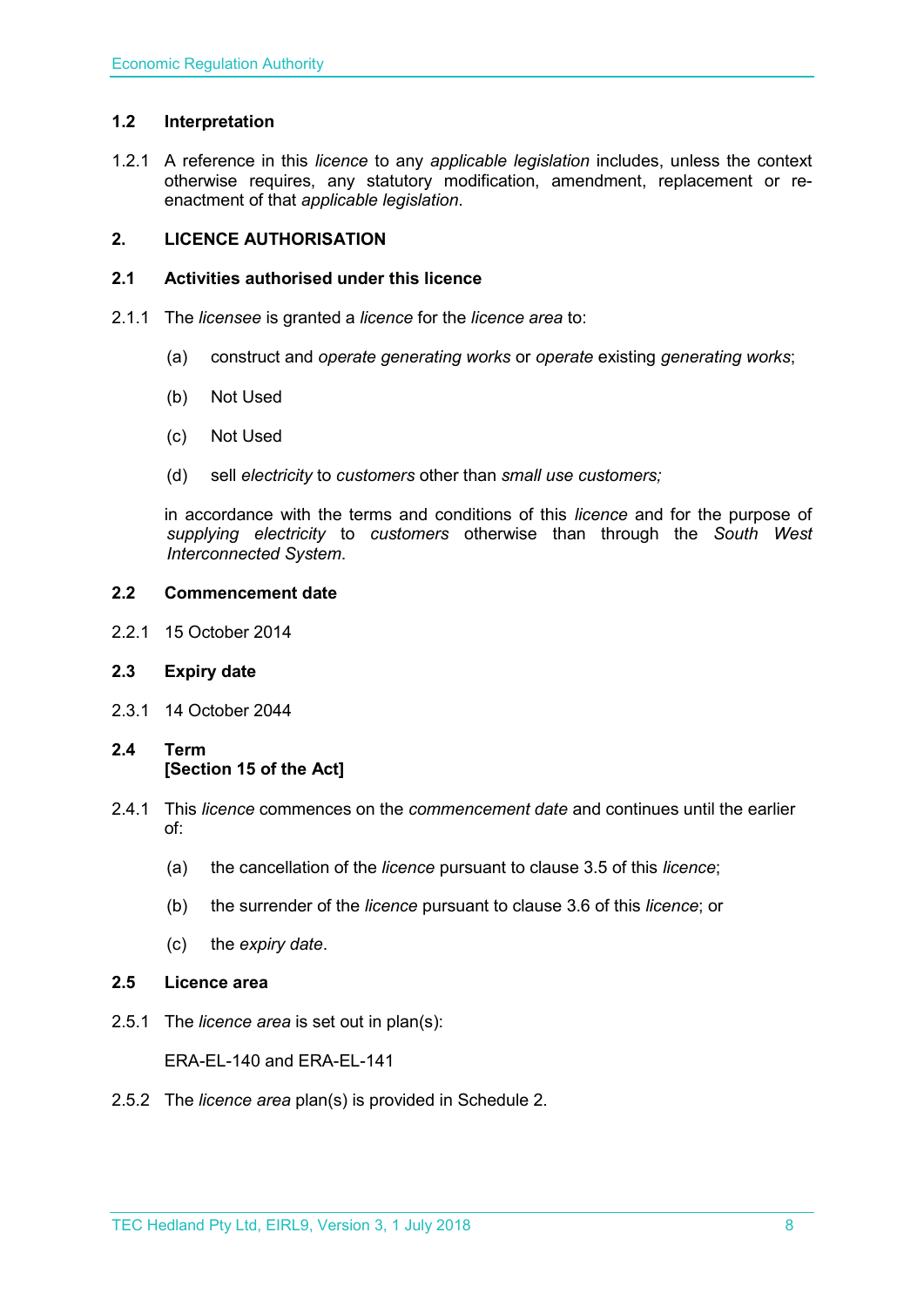### 1.2 Interpretation

1.2.1 A reference in this *licence* to any *applicable legislation* includes, unless the context otherwise requires, any statutory modification, amendment, replacement or re-enactment of that *applicable legislation*.

## 2. LICENCE AUTHORISATION

### 2.1 Activities authorised under this licence

2.1.1 The *licensee* is granted a *licence* for the *licence area* to:

(a) construct and *operate generating works* or *operate* existing *generating works*;

(b) Not Used

(c) Not Used

(d) sell *electricity* to *customers* other than *small use customers;*

in accordance with the terms and conditions of this *licence* and for the purpose of *supplying electricity* to *customers* otherwise than through the *South West Interconnected System*.

### 2.2 Commencement date

2.2.1 15 October 2014

### 2.3 Expiry date

2.3.1 14 October 2044

### 2.4 Term
**[Section 15 of the Act]**

2.4.1 This *licence* commences on the *commencement date* and continues until the earlier of:

(a) the cancellation of the *licence* pursuant to clause 3.5 of this *licence*;

(b) the surrender of the *licence* pursuant to clause 3.6 of this *licence*; or

(c) the *expiry date*.

### 2.5 Licence area

2.5.1 The *licence area* is set out in plan(s):

ERA-EL-140 and ERA-EL-141

2.5.2 The *licence area* plan(s) is provided in Schedule 2.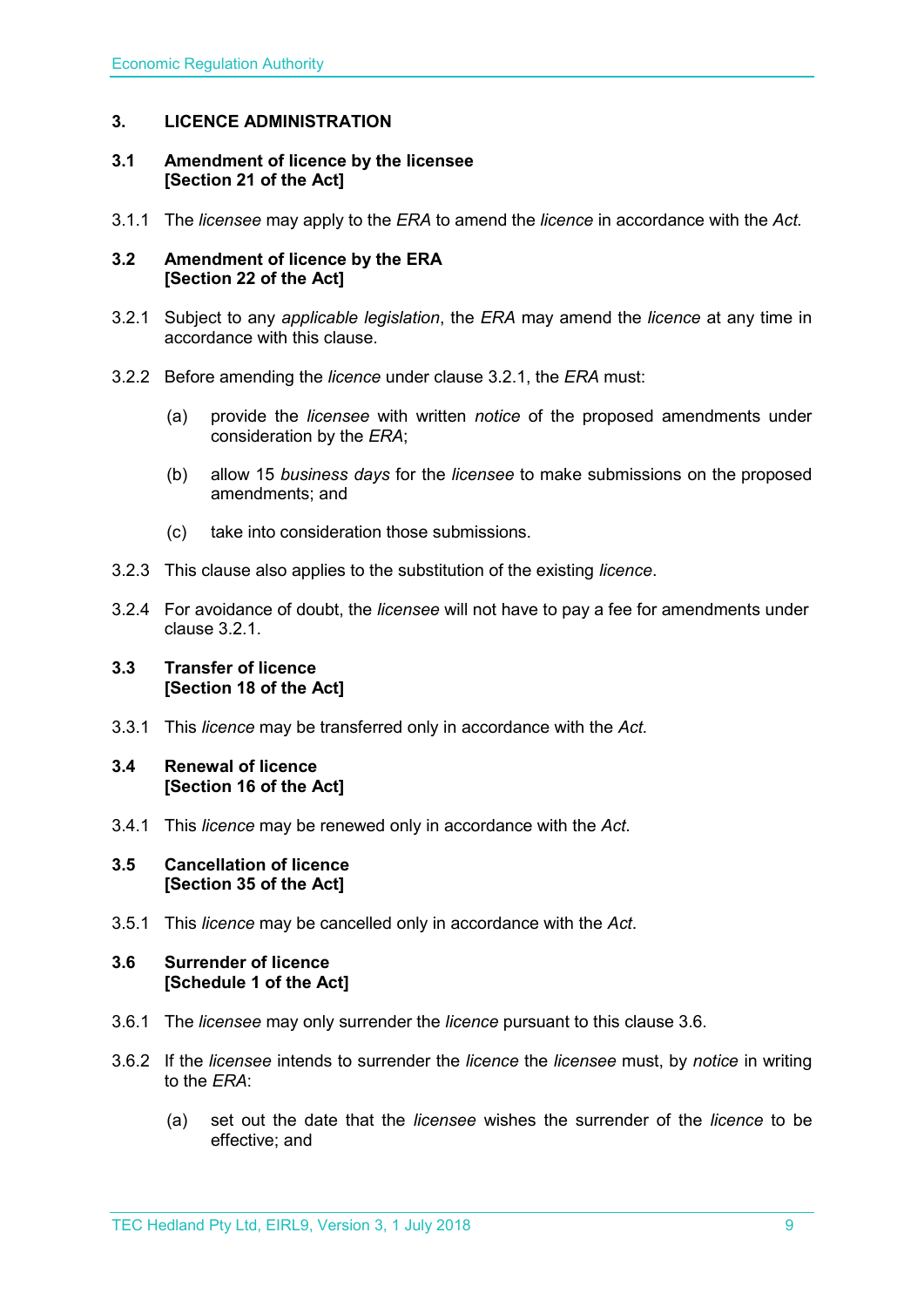## 3. LICENCE ADMINISTRATION

### 3.1 Amendment of licence by the licensee [Section 21 of the Act]

3.1.1 The *licensee* may apply to the *ERA* to amend the *licence* in accordance with the *Act.*

### 3.2 Amendment of licence by the ERA [Section 22 of the Act]

3.2.1 Subject to any *applicable legislation*, the *ERA* may amend the *licence* at any time in accordance with this clause.

3.2.2 Before amending the *licence* under clause 3.2.1, the *ERA* must:

(a) provide the *licensee* with written *notice* of the proposed amendments under consideration by the *ERA*;

(b) allow 15 *business days* for the *licensee* to make submissions on the proposed amendments; and

(c) take into consideration those submissions.

3.2.3 This clause also applies to the substitution of the existing *licence*.

3.2.4 For avoidance of doubt, the *licensee* will not have to pay a fee for amendments under clause 3.2.1.

### 3.3 Transfer of licence [Section 18 of the Act]

3.3.1 This *licence* may be transferred only in accordance with the *Act.*

### 3.4 Renewal of licence [Section 16 of the Act]

3.4.1 This *licence* may be renewed only in accordance with the *Act*.

### 3.5 Cancellation of licence [Section 35 of the Act]

3.5.1 This *licence* may be cancelled only in accordance with the *Act*.

### 3.6 Surrender of licence [Schedule 1 of the Act]

3.6.1 The *licensee* may only surrender the *licence* pursuant to this clause 3.6.

3.6.2 If the *licensee* intends to surrender the *licence* the *licensee* must, by *notice* in writing to the *ERA*:

(a) set out the date that the *licensee* wishes the surrender of the *licence* to be effective; and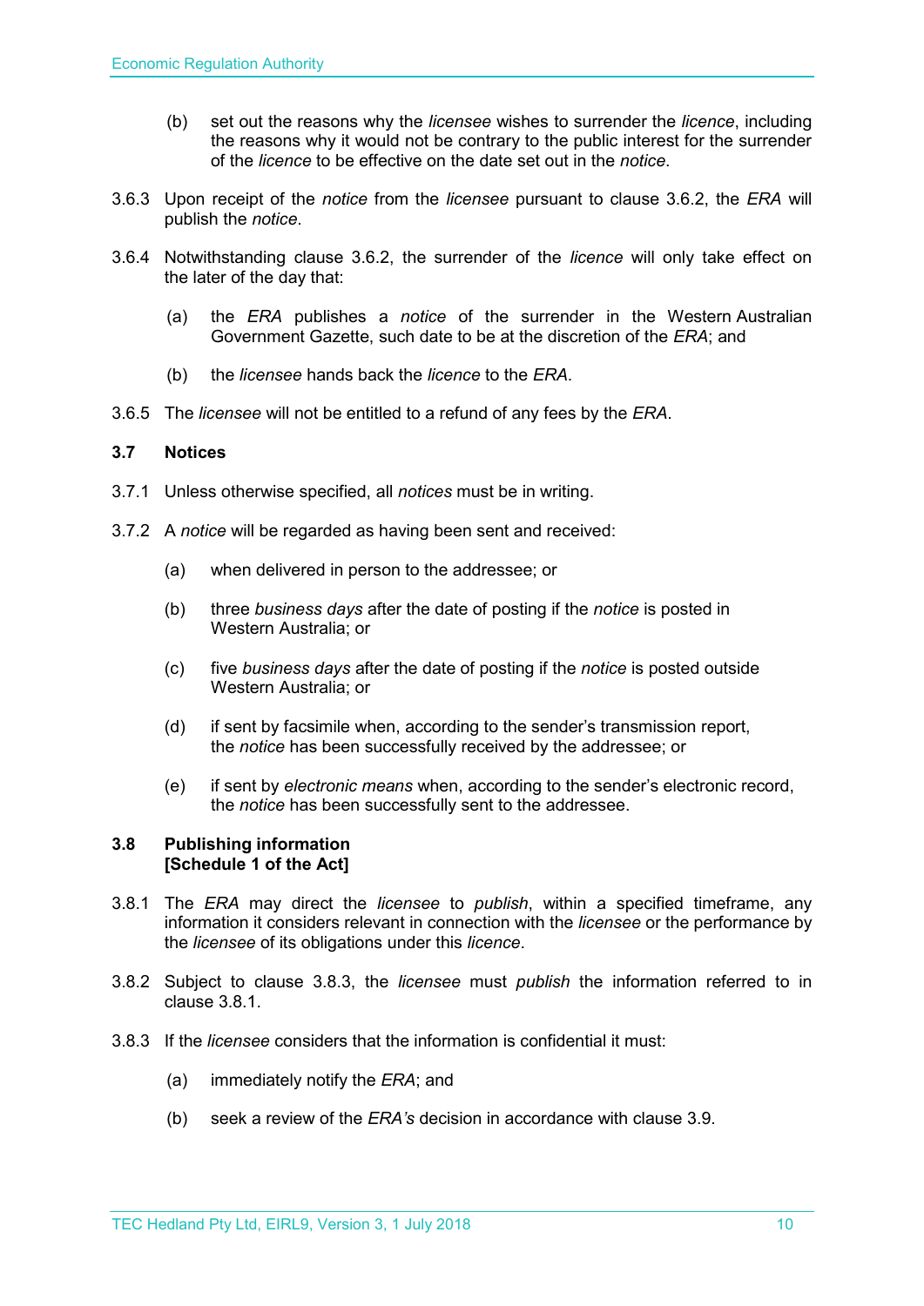(b) set out the reasons why the *licensee* wishes to surrender the *licence*, including the reasons why it would not be contrary to the public interest for the surrender of the *licence* to be effective on the date set out in the *notice*.

3.6.3 Upon receipt of the *notice* from the *licensee* pursuant to clause 3.6.2, the *ERA* will publish the *notice*.

3.6.4 Notwithstanding clause 3.6.2, the surrender of the *licence* will only take effect on the later of the day that:

(a) the *ERA* publishes a *notice* of the surrender in the Western Australian Government Gazette, such date to be at the discretion of the *ERA*; and

(b) the *licensee* hands back the *licence* to the *ERA*.

3.6.5 The *licensee* will not be entitled to a refund of any fees by the *ERA*.

### 3.7 Notices

3.7.1 Unless otherwise specified, all *notices* must be in writing.

3.7.2 A *notice* will be regarded as having been sent and received:

(a) when delivered in person to the addressee; or

(b) three *business days* after the date of posting if the *notice* is posted in Western Australia; or

(c) five *business days* after the date of posting if the *notice* is posted outside Western Australia; or

(d) if sent by facsimile when, according to the sender's transmission report, the *notice* has been successfully received by the addressee; or

(e) if sent by *electronic means* when, according to the sender's electronic record, the *notice* has been successfully sent to the addressee.

### 3.8 Publishing information [Schedule 1 of the Act]

3.8.1 The *ERA* may direct the *licensee* to *publish*, within a specified timeframe, any information it considers relevant in connection with the *licensee* or the performance by the *licensee* of its obligations under this *licence*.

3.8.2 Subject to clause 3.8.3, the *licensee* must *publish* the information referred to in clause 3.8.1.

3.8.3 If the *licensee* considers that the information is confidential it must:

(a) immediately notify the *ERA*; and

(b) seek a review of the *ERA's* decision in accordance with clause 3.9.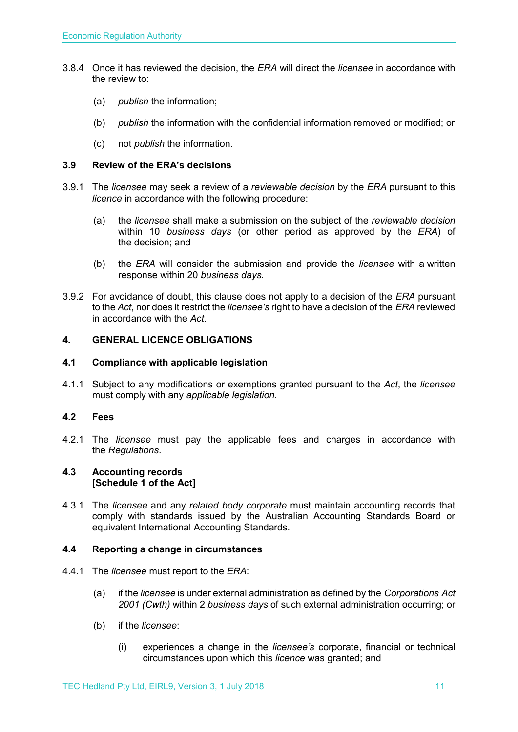3.8.4 Once it has reviewed the decision, the *ERA* will direct the *licensee* in accordance with the review to:

(a) *publish* the information;

(b) *publish* the information with the confidential information removed or modified; or

(c) not *publish* the information.

### 3.9 Review of the ERA's decisions

3.9.1 The *licensee* may seek a review of a *reviewable decision* by the *ERA* pursuant to this *licence* in accordance with the following procedure:

(a) the *licensee* shall make a submission on the subject of the *reviewable decision* within 10 *business days* (or other period as approved by the *ERA*) of the decision; and

(b) the *ERA* will consider the submission and provide the *licensee* with a written response within 20 *business days*.

3.9.2 For avoidance of doubt, this clause does not apply to a decision of the *ERA* pursuant to the *Act*, nor does it restrict the *licensee's* right to have a decision of the *ERA* reviewed in accordance with the *Act*.

## 4. GENERAL LICENCE OBLIGATIONS

### 4.1 Compliance with applicable legislation

4.1.1 Subject to any modifications or exemptions granted pursuant to the *Act*, the *licensee* must comply with any *applicable legislation*.

### 4.2 Fees

4.2.1 The *licensee* must pay the applicable fees and charges in accordance with the *Regulations*.

### 4.3 Accounting records [Schedule 1 of the Act]

4.3.1 The *licensee* and any *related body corporate* must maintain accounting records that comply with standards issued by the Australian Accounting Standards Board or equivalent International Accounting Standards.

### 4.4 Reporting a change in circumstances

4.4.1 The *licensee* must report to the *ERA*:

(a) if the *licensee* is under external administration as defined by the *Corporations Act 2001 (Cwth)* within 2 *business days* of such external administration occurring; or

(b) if the *licensee*:

(i) experiences a change in the *licensee's* corporate, financial or technical circumstances upon which this *licence* was granted; and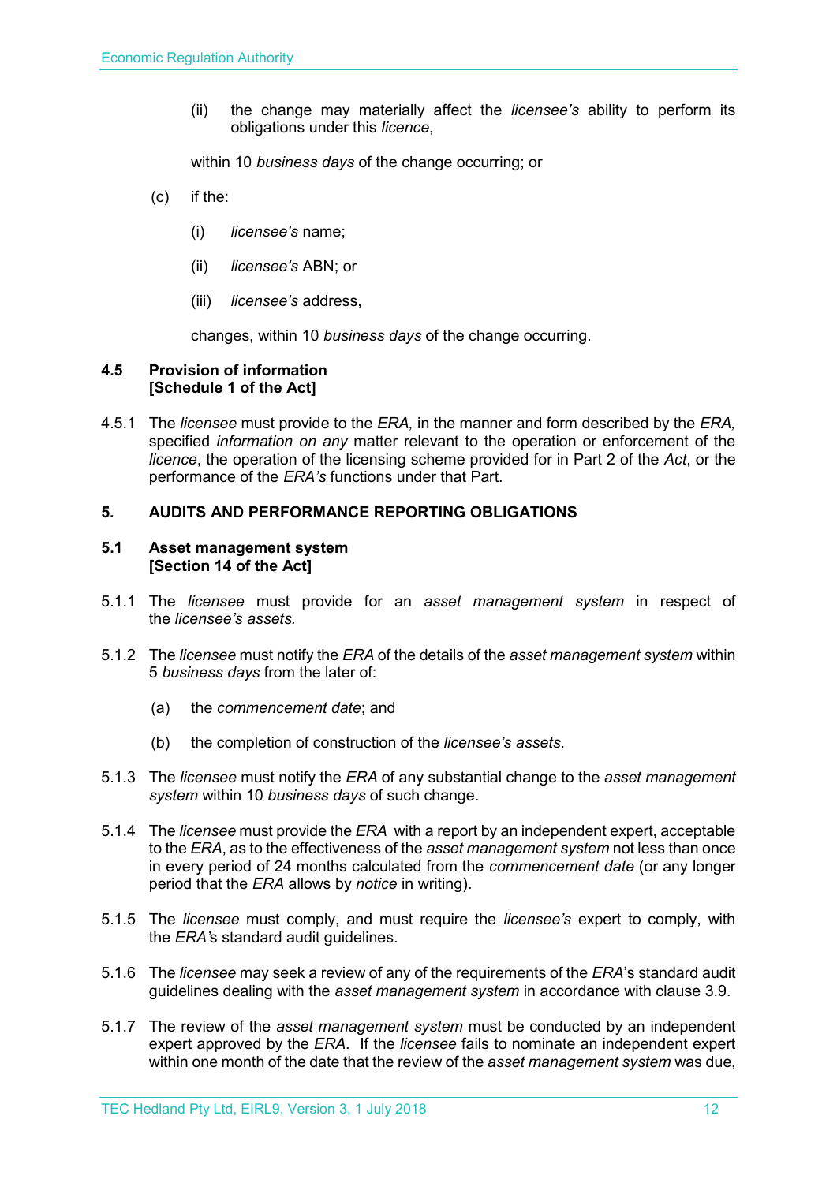(ii) the change may materially affect the *licensee's* ability to perform its obligations under this *licence*,

within 10 *business days* of the change occurring; or

(c) if the:

(i) *licensee's* name;

(ii) *licensee's* ABN; or

(iii) *licensee's* address,

changes, within 10 *business days* of the change occurring.

### 4.5 Provision of information [Schedule 1 of the Act]

4.5.1 The *licensee* must provide to the *ERA,* in the manner and form described by the *ERA,* specified *information on any* matter relevant to the operation or enforcement of the *licence*, the operation of the licensing scheme provided for in Part 2 of the *Act*, or the performance of the *ERA's* functions under that Part.

## 5. AUDITS AND PERFORMANCE REPORTING OBLIGATIONS

### 5.1 Asset management system [Section 14 of the Act]

5.1.1 The *licensee* must provide for an *asset management system* in respect of the *licensee's assets.*

5.1.2 The *licensee* must notify the *ERA* of the details of the *asset management system* within 5 *business days* from the later of:

(a) the *commencement date*; and

(b) the completion of construction of the *licensee's assets*.

5.1.3 The *licensee* must notify the *ERA* of any substantial change to the *asset management system* within 10 *business days* of such change.

5.1.4 The *licensee* must provide the *ERA* with a report by an independent expert, acceptable to the *ERA*, as to the effectiveness of the *asset management system* not less than once in every period of 24 months calculated from the *commencement date* (or any longer period that the *ERA* allows by *notice* in writing).

5.1.5 The *licensee* must comply, and must require the *licensee's* expert to comply, with the *ERA'*s standard audit guidelines.

5.1.6 The *licensee* may seek a review of any of the requirements of the *ERA*'s standard audit guidelines dealing with the *asset management system* in accordance with clause 3.9.

5.1.7 The review of the *asset management system* must be conducted by an independent expert approved by the *ERA*. If the *licensee* fails to nominate an independent expert within one month of the date that the review of the *asset management system* was due,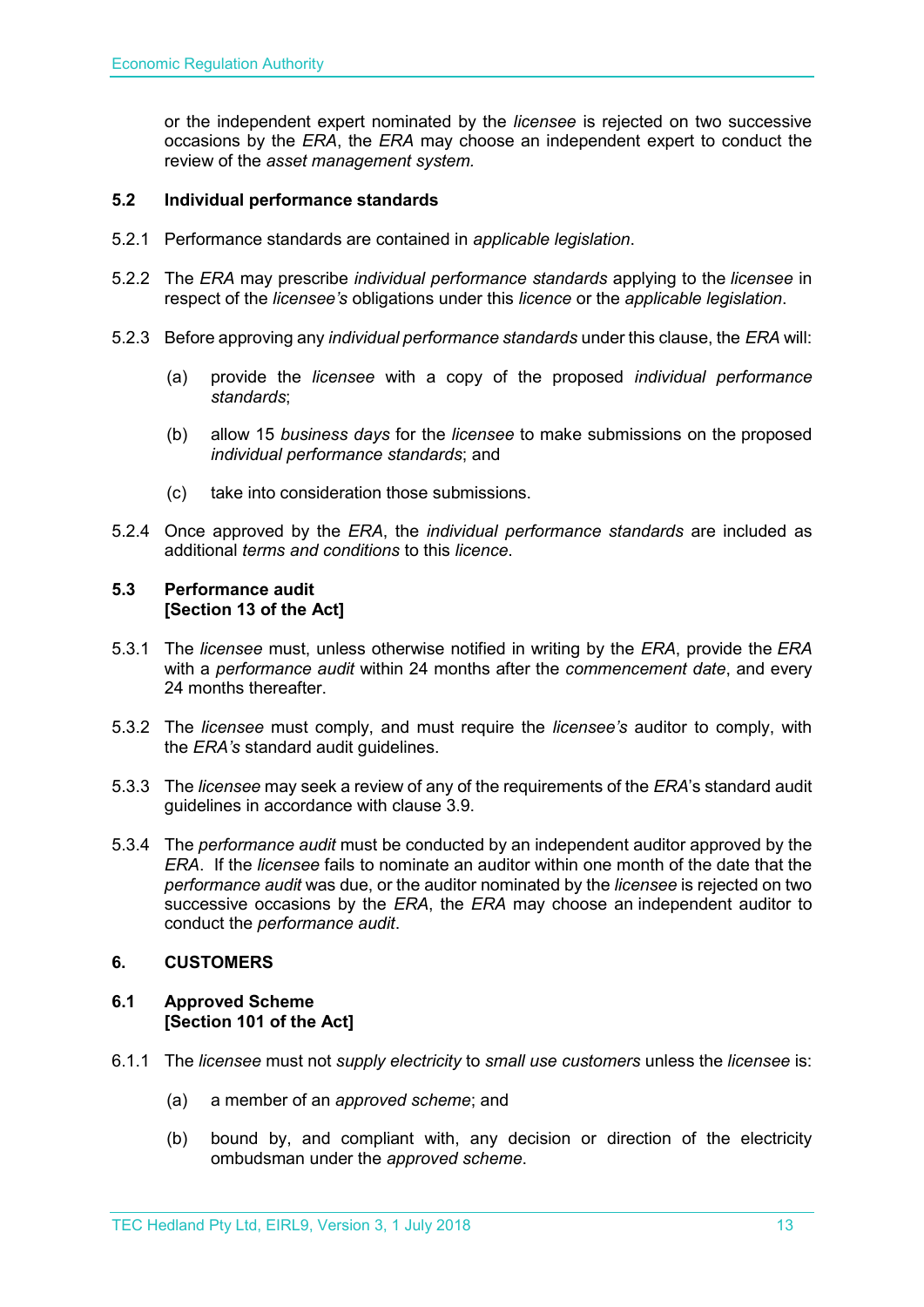or the independent expert nominated by the *licensee* is rejected on two successive occasions by the *ERA*, the *ERA* may choose an independent expert to conduct the review of the *asset management system.*

### 5.2 Individual performance standards

5.2.1 Performance standards are contained in *applicable legislation*.

5.2.2 The *ERA* may prescribe *individual performance standards* applying to the *licensee* in respect of the *licensee's* obligations under this *licence* or the *applicable legislation*.

5.2.3 Before approving any *individual performance standards* under this clause, the *ERA* will:

(a) provide the *licensee* with a copy of the proposed *individual performance standards*;

(b) allow 15 *business days* for the *licensee* to make submissions on the proposed *individual performance standards*; and

(c) take into consideration those submissions.

5.2.4 Once approved by the *ERA*, the *individual performance standards* are included as additional *terms and conditions* to this *licence*.

### 5.3 Performance audit
**[Section 13 of the Act]**

5.3.1 The *licensee* must, unless otherwise notified in writing by the *ERA*, provide the *ERA* with a *performance audit* within 24 months after the *commencement date*, and every 24 months thereafter.

5.3.2 The *licensee* must comply, and must require the *licensee's* auditor to comply, with the *ERA's* standard audit guidelines.

5.3.3 The *licensee* may seek a review of any of the requirements of the *ERA*'s standard audit guidelines in accordance with clause 3.9.

5.3.4 The *performance audit* must be conducted by an independent auditor approved by the *ERA*. If the *licensee* fails to nominate an auditor within one month of the date that the *performance audit* was due, or the auditor nominated by the *licensee* is rejected on two successive occasions by the *ERA*, the *ERA* may choose an independent auditor to conduct the *performance audit*.

## 6. CUSTOMERS

### 6.1 Approved Scheme
**[Section 101 of the Act]**

6.1.1 The *licensee* must not *supply electricity* to *small use customers* unless the *licensee* is:

(a) a member of an *approved scheme*; and

(b) bound by, and compliant with, any decision or direction of the electricity ombudsman under the *approved scheme*.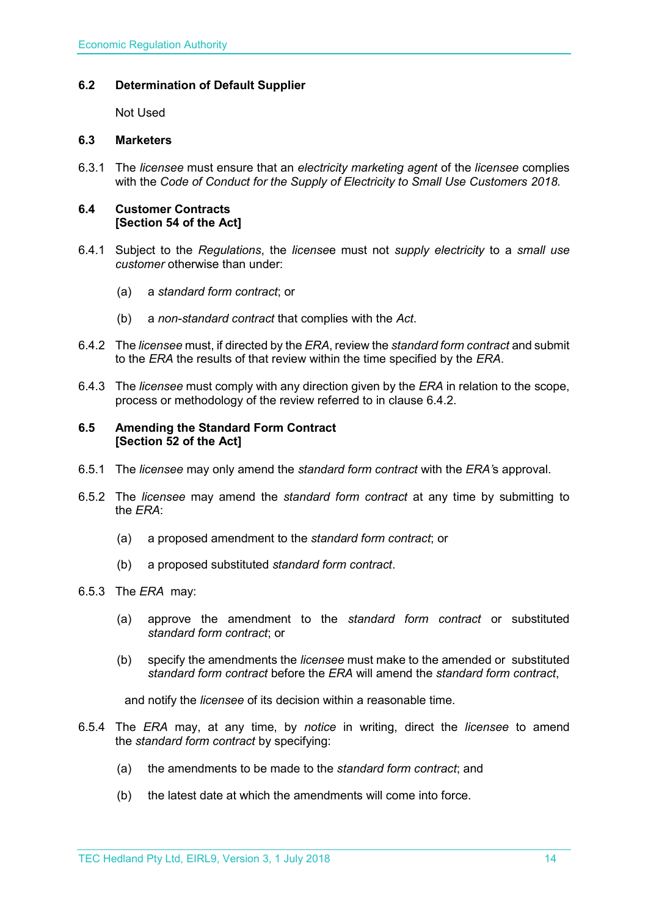### 6.2 Determination of Default Supplier

Not Used

### 6.3 Marketers

6.3.1 The *licensee* must ensure that an *electricity marketing agent* of the *licensee* complies with the *Code of Conduct for the Supply of Electricity to Small Use Customers 2018.*

### 6.4 Customer Contracts [Section 54 of the Act]

6.4.1 Subject to the *Regulations*, the *licensee* must not *supply electricity* to a *small use customer* otherwise than under:

(a) a *standard form contract*; or

(b) a *non-standard contract* that complies with the *Act*.

6.4.2 The *licensee* must, if directed by the *ERA*, review the *standard form contract* and submit to the *ERA* the results of that review within the time specified by the *ERA*.

6.4.3 The *licensee* must comply with any direction given by the *ERA* in relation to the scope, process or methodology of the review referred to in clause 6.4.2.

### 6.5 Amending the Standard Form Contract [Section 52 of the Act]

6.5.1 The *licensee* may only amend the *standard form contract* with the *ERA's* approval.

6.5.2 The *licensee* may amend the *standard form contract* at any time by submitting to the *ERA*:

(a) a proposed amendment to the *standard form contract*; or

(b) a proposed substituted *standard form contract*.

6.5.3 The *ERA* may:

(a) approve the amendment to the *standard form contract* or substituted *standard form contract*; or

(b) specify the amendments the *licensee* must make to the amended or substituted *standard form contract* before the *ERA* will amend the *standard form contract*,

and notify the *licensee* of its decision within a reasonable time.

6.5.4 The *ERA* may, at any time, by *notice* in writing, direct the *licensee* to amend the *standard form contract* by specifying:

(a) the amendments to be made to the *standard form contract*; and

(b) the latest date at which the amendments will come into force.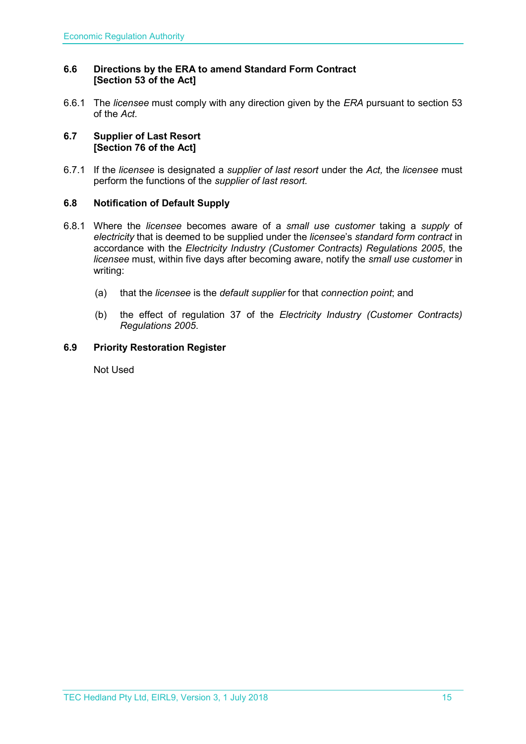### 6.6 Directions by the ERA to amend Standard Form Contract [Section 53 of the Act]

6.6.1 The *licensee* must comply with any direction given by the *ERA* pursuant to section 53 of the *Act*.

### 6.7 Supplier of Last Resort [Section 76 of the Act]

6.7.1 If the *licensee* is designated a *supplier of last resort* under the *Act,* the *licensee* must perform the functions of the *supplier of last resort.*

### 6.8 Notification of Default Supply

6.8.1 Where the *licensee* becomes aware of a *small use customer* taking a *supply* of *electricity* that is deemed to be supplied under the *licensee*'s *standard form contract* in accordance with the *Electricity Industry (Customer Contracts) Regulations 2005*, the *licensee* must, within five days after becoming aware, notify the *small use customer* in writing:

(a) that the *licensee* is the *default supplier* for that *connection point*; and

(b) the effect of regulation 37 of the *Electricity Industry (Customer Contracts) Regulations 2005*.

### 6.9 Priority Restoration Register

Not Used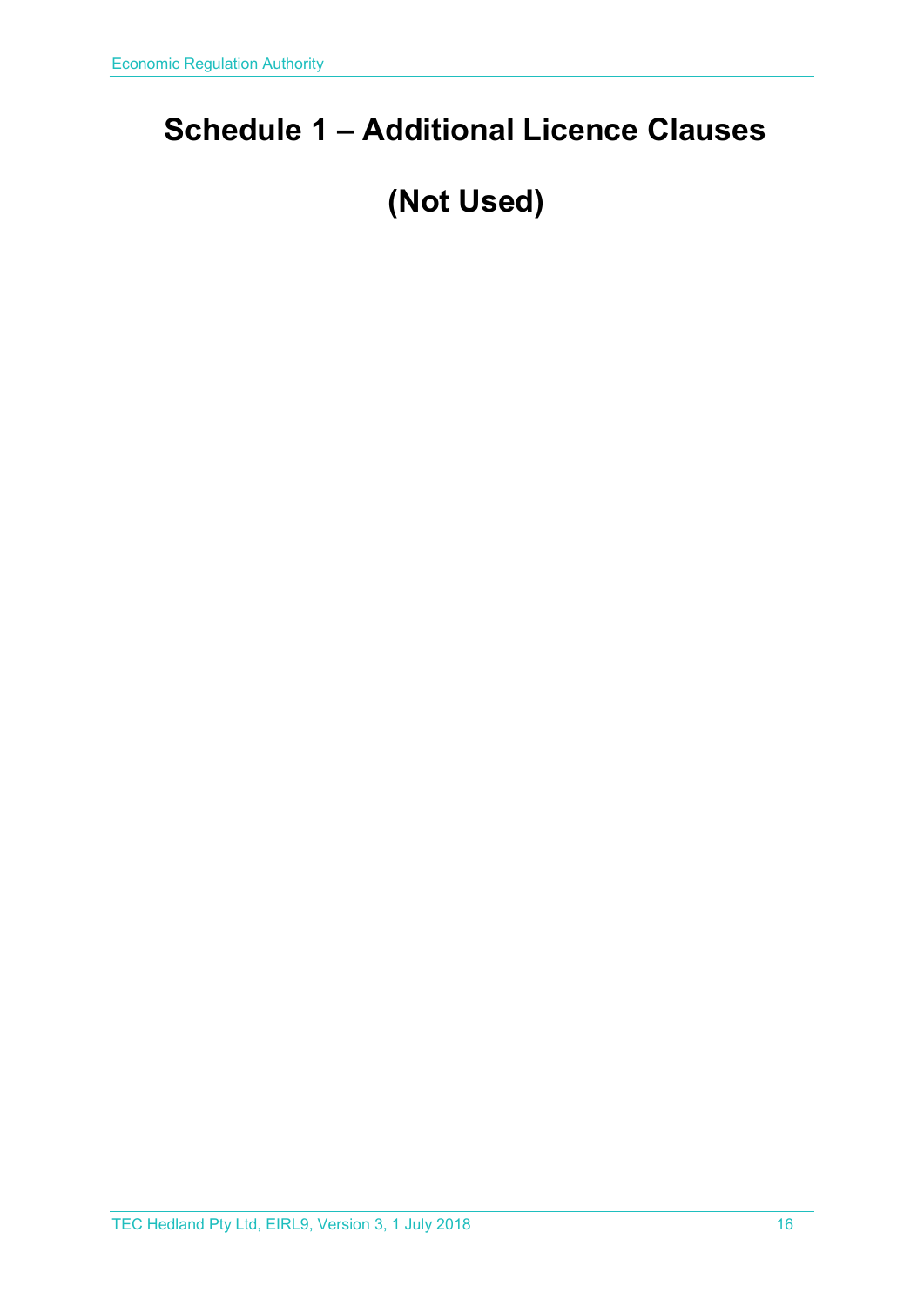# Schedule 1 – Additional Licence Clauses

# (Not Used)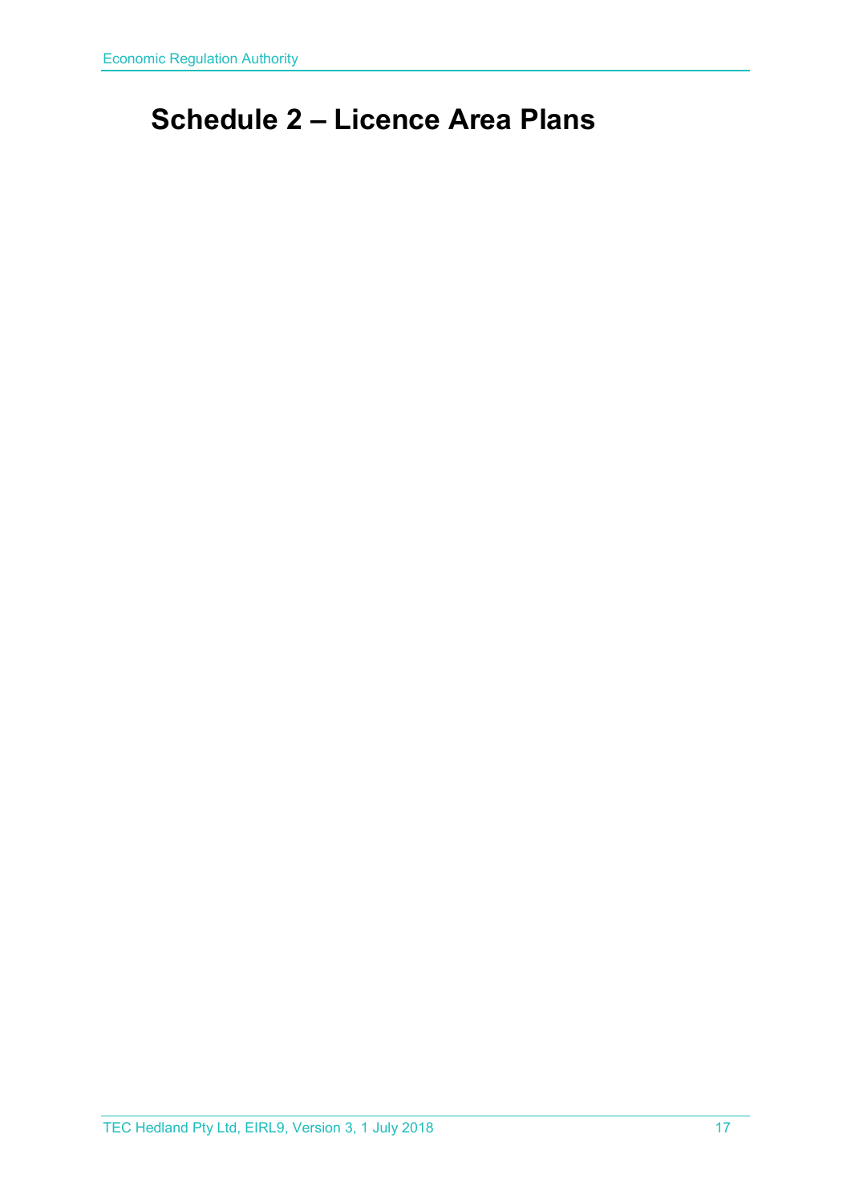# Schedule 2 – Licence Area Plans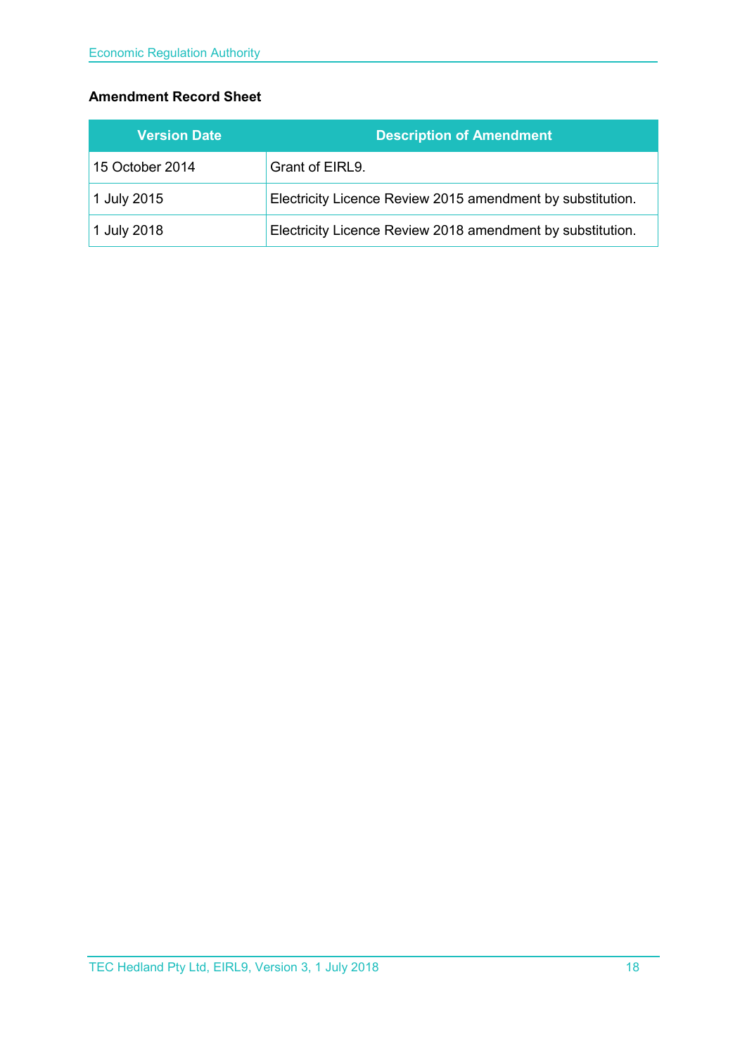**Amendment Record Sheet**

| Version Date | Description of Amendment |
|---|---|
| 15 October 2014 | Grant of EIRL9. |
| 1 July 2015 | Electricity Licence Review 2015 amendment by substitution. |
| 1 July 2018 | Electricity Licence Review 2018 amendment by substitution. |